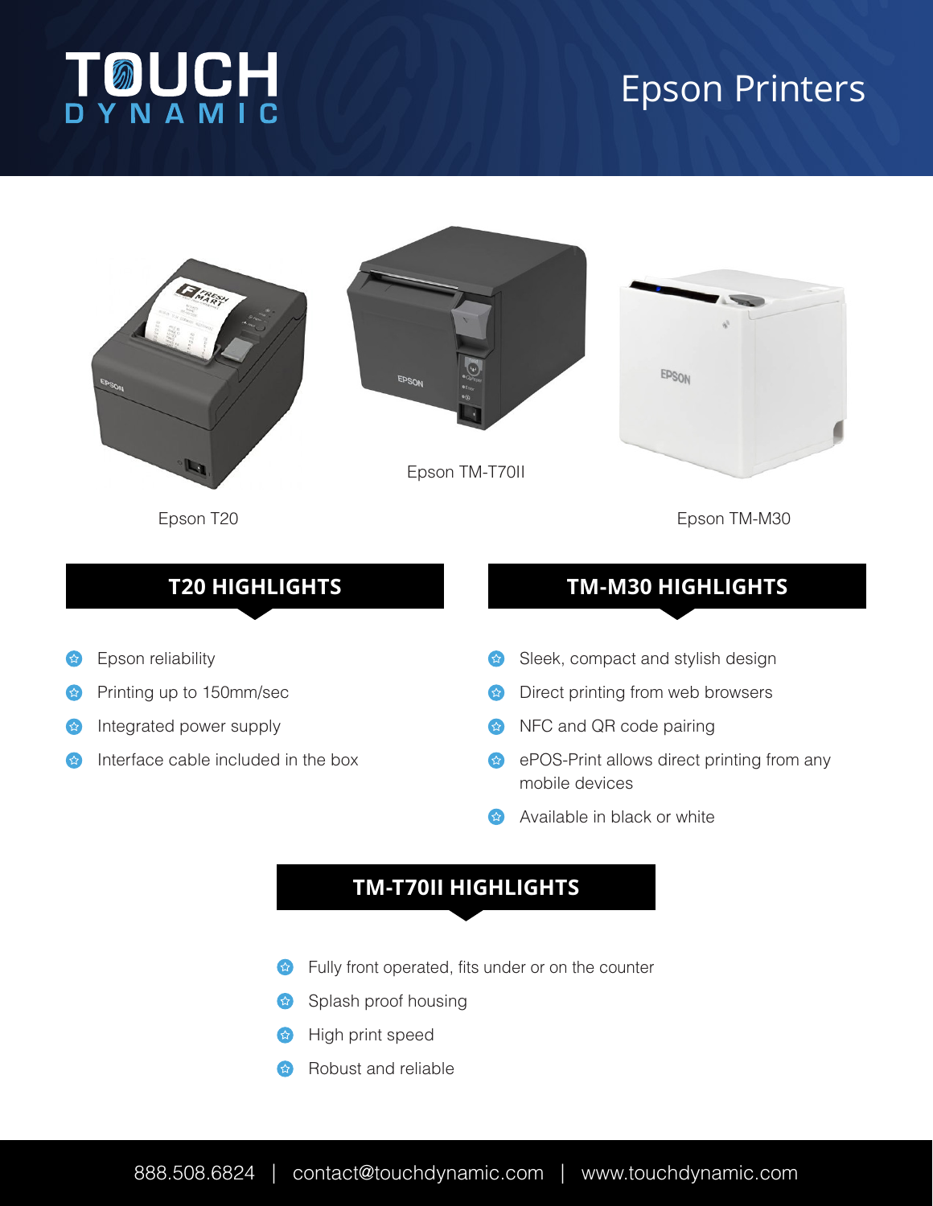# TOUCH DYNAMIC

# Epson Printers

Epson T20

Epson TM-T70II

Epson TM-M30

## T20 HIGHLIGHTS

- Epson reliability
- Printing up to 150mm/sec
- Integrated power supply
- Interface cable included in the box

## TM-M30 HIGHLIGHTS

- Sleek, compact and stylish design
- Direct printing from web browsers
- NFC and QR code pairing
- ePOS-Print allows direct printing from any mobile devices
- Available in black or white

## TM-T70II HIGHLIGHTS

- Fully front operated, fits under or on the counter
- Splash proof housing
- High print speed
- Robust and reliable

888.508.6824 | contact@touchdynamic.com | www.touchdynamic.com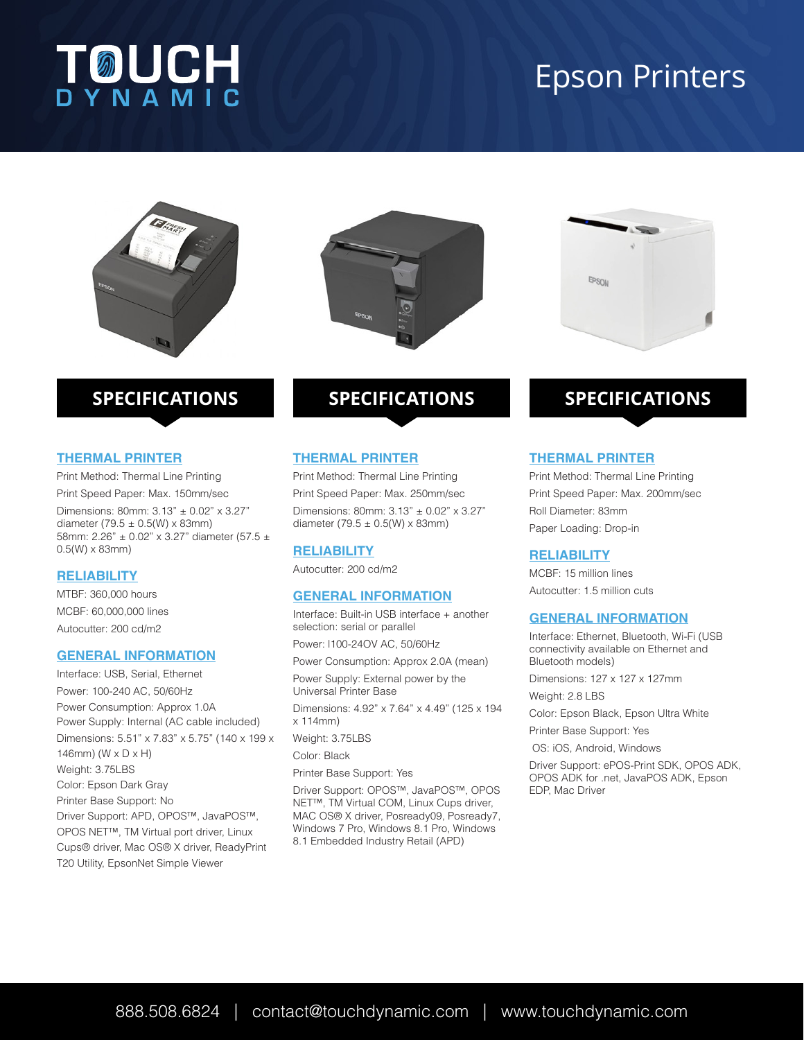# Epson Printers

## SPECIFICATIONS

### THERMAL PRINTER

Print Method: Thermal Line Printing

Print Speed Paper: Max. 150mm/sec

Dimensions: 80mm: 3.13" ± 0.02" x 3.27" diameter (79.5 ± 0.5(W) x 83mm)
58mm: 2.26" ± 0.02" x 3.27" diameter (57.5 ± 0.5(W) x 83mm)

### RELIABILITY

MTBF: 360,000 hours

MCBF: 60,000,000 lines

Autocutter: 200 cd/m2

### GENERAL INFORMATION

Interface: USB, Serial, Ethernet

Power: 100-240 AC, 50/60Hz

Power Consumption: Approx 1.0A

Power Supply: Internal (AC cable included)

Dimensions: 5.51" x 7.83" x 5.75" (140 x 199 x 146mm) (W x D x H)

Weight: 3.75LBS

Color: Epson Dark Gray

Printer Base Support: No

Driver Support: APD, OPOS™, JavaPOS™, OPOS NET™, TM Virtual port driver, Linux Cups® driver, Mac OS® X driver, ReadyPrint T20 Utility, EpsonNet Simple Viewer

## SPECIFICATIONS

### THERMAL PRINTER

Print Method: Thermal Line Printing

Print Speed Paper: Max. 250mm/sec

Dimensions: 80mm: 3.13" ± 0.02" x 3.27" diameter (79.5 ± 0.5(W) x 83mm)

### RELIABILITY

Autocutter: 200 cd/m2

### GENERAL INFORMATION

Interface: Built-in USB interface + another selection: serial or parallel

Power: I100-24OV AC, 50/60Hz

Power Consumption: Approx 2.0A (mean)

Power Supply: External power by the Universal Printer Base

Dimensions: 4.92" x 7.64" x 4.49" (125 x 194 x 114mm)

Weight: 3.75LBS

Color: Black

Printer Base Support: Yes

Driver Support: OPOS™, JavaPOS™, OPOS NET™, TM Virtual COM, Linux Cups driver, MAC OS® X driver, Posready09, Posready7, Windows 7 Pro, Windows 8.1 Pro, Windows 8.1 Embedded Industry Retail (APD)

## SPECIFICATIONS

### THERMAL PRINTER

Print Method: Thermal Line Printing

Print Speed Paper: Max. 200mm/sec

Roll Diameter: 83mm

Paper Loading: Drop-in

### RELIABILITY

MCBF: 15 million lines

Autocutter: 1.5 million cuts

### GENERAL INFORMATION

Interface: Ethernet, Bluetooth, Wi-Fi (USB connectivity available on Ethernet and Bluetooth models)

Dimensions: 127 x 127 x 127mm

Weight: 2.8 LBS

Color: Epson Black, Epson Ultra White

Printer Base Support: Yes

OS: iOS, Android, Windows

Driver Support: ePOS-Print SDK, OPOS ADK, OPOS ADK for .net, JavaPOS ADK, Epson EDP, Mac Driver

888.508.6824 | contact@touchdynamic.com | www.touchdynamic.com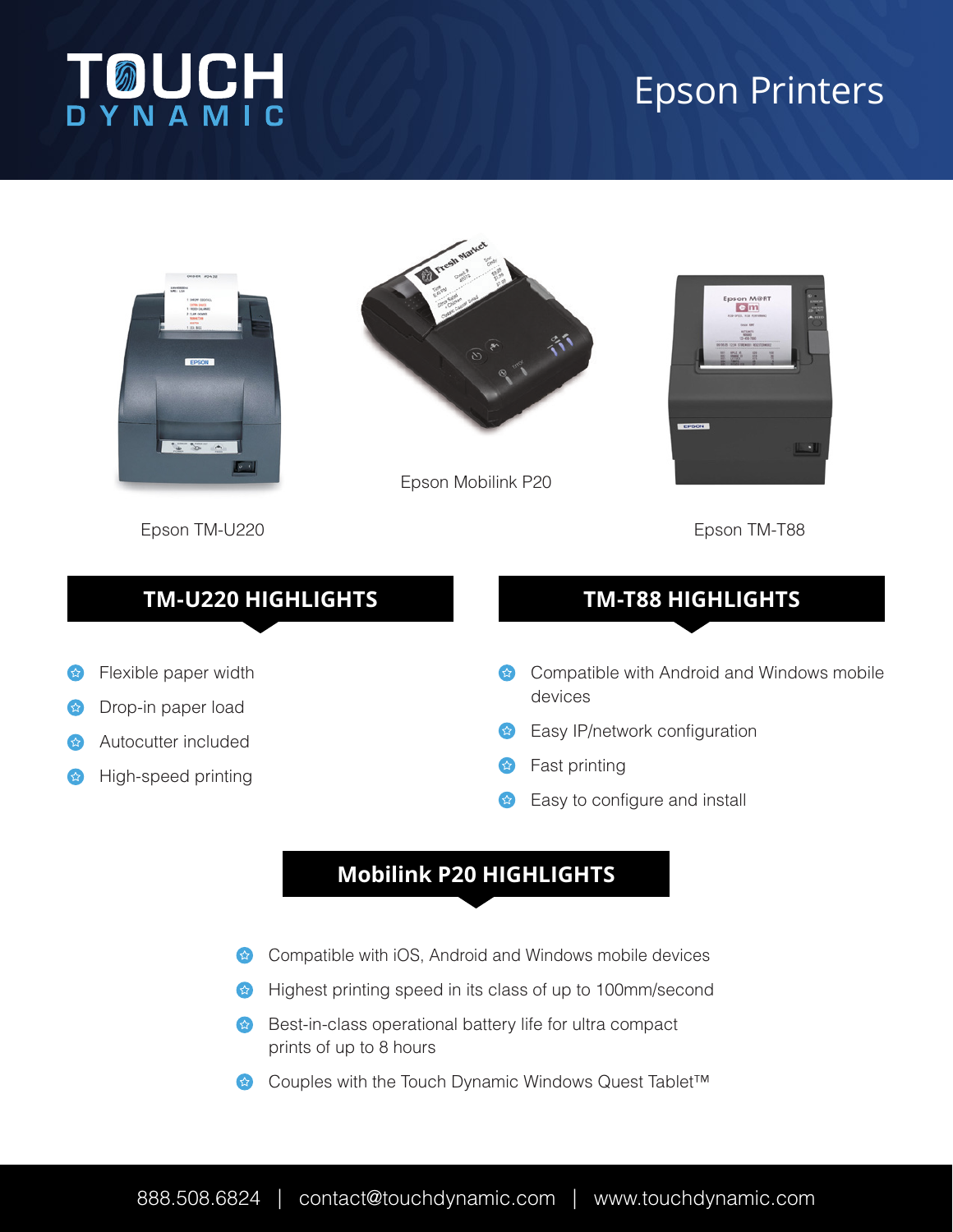# Epson Printers

Epson TM-U220

Epson Mobilink P20

Epson TM-T88

## TM-U220 HIGHLIGHTS

- Flexible paper width
- Drop-in paper load
- Autocutter included
- High-speed printing

## TM-T88 HIGHLIGHTS

- Compatible with Android and Windows mobile devices
- Easy IP/network configuration
- Fast printing
- Easy to configure and install

## Mobilink P20 HIGHLIGHTS

- Compatible with iOS, Android and Windows mobile devices
- Highest printing speed in its class of up to 100mm/second
- Best-in-class operational battery life for ultra compact prints of up to 8 hours
- Couples with the Touch Dynamic Windows Quest Tablet™

888.508.6824 | contact@touchdynamic.com | www.touchdynamic.com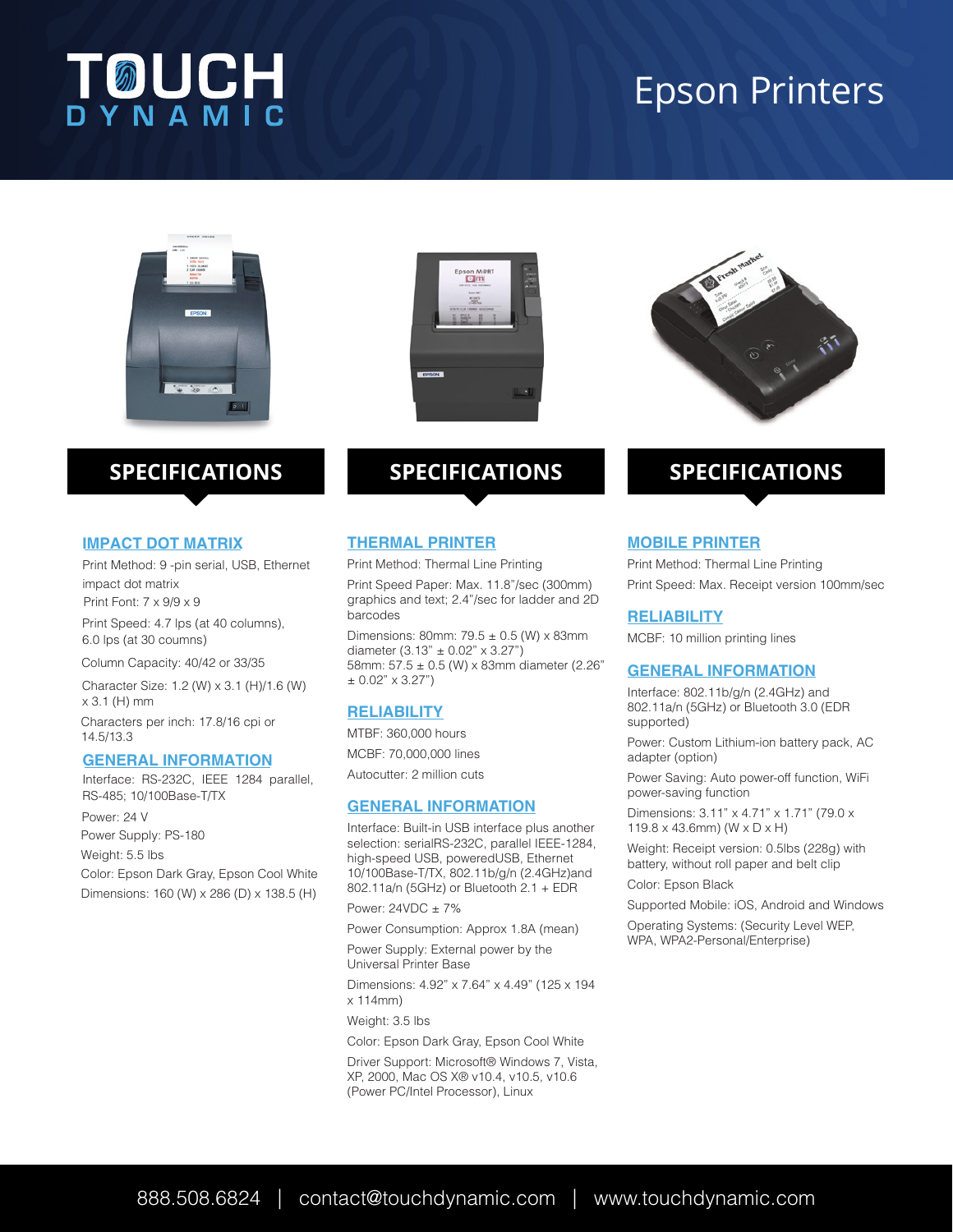# Epson Printers

## SPECIFICATIONS

### IMPACT DOT MATRIX

Print Method: 9 -pin serial, USB, Ethernet impact dot matrix

Print Font: 7 x 9/9 x 9

Print Speed: 4.7 lps (at 40 columns), 6.0 lps (at 30 coumns)

Column Capacity: 40/42 or 33/35

Character Size: 1.2 (W) x 3.1 (H)/1.6 (W) x 3.1 (H) mm

Characters per inch: 17.8/16 cpi or 14.5/13.3

### GENERAL INFORMATION

Interface: RS-232C, IEEE 1284 parallel, RS-485; 10/100Base-T/TX

Power: 24 V

Power Supply: PS-180

Weight: 5.5 lbs

Color: Epson Dark Gray, Epson Cool White

Dimensions: 160 (W) x 286 (D) x 138.5 (H)

## SPECIFICATIONS

### THERMAL PRINTER

Print Method: Thermal Line Printing

Print Speed Paper: Max. 11.8"/sec (300mm) graphics and text; 2.4"/sec for ladder and 2D barcodes

Dimensions: 80mm: 79.5 ± 0.5 (W) x 83mm diameter (3.13" ± 0.02" x 3.27")
58mm: 57.5 ± 0.5 (W) x 83mm diameter (2.26" ± 0.02" x 3.27")

### RELIABILITY

MTBF: 360,000 hours

MCBF: 70,000,000 lines

Autocutter: 2 million cuts

### GENERAL INFORMATION

Interface: Built-in USB interface plus another selection: serialRS-232C, parallel IEEE-1284, high-speed USB, poweredUSB, Ethernet 10/100Base-T/TX, 802.11b/g/n (2.4GHz)and 802.11a/n (5GHz) or Bluetooth 2.1 + EDR

Power: 24VDC ± 7%

Power Consumption: Approx 1.8A (mean)

Power Supply: External power by the Universal Printer Base

Dimensions: 4.92" x 7.64" x 4.49" (125 x 194 x 114mm)

Weight: 3.5 lbs

Color: Epson Dark Gray, Epson Cool White

Driver Support: Microsoft® Windows 7, Vista, XP, 2000, Mac OS X® v10.4, v10.5, v10.6 (Power PC/Intel Processor), Linux

## SPECIFICATIONS

### MOBILE PRINTER

Print Method: Thermal Line Printing

Print Speed: Max. Receipt version 100mm/sec

### RELIABILITY

MCBF: 10 million printing lines

### GENERAL INFORMATION

Interface: 802.11b/g/n (2.4GHz) and 802.11a/n (5GHz) or Bluetooth 3.0 (EDR supported)

Power: Custom Lithium-ion battery pack, AC adapter (option)

Power Saving: Auto power-off function, WiFi power-saving function

Dimensions: 3.11" x 4.71" x 1.71" (79.0 x 119.8 x 43.6mm) (W x D x H)

Weight: Receipt version: 0.5lbs (228g) with battery, without roll paper and belt clip

Color: Epson Black

Supported Mobile: iOS, Android and Windows

Operating Systems: (Security Level WEP, WPA, WPA2-Personal/Enterprise)

888.508.6824 | contact@touchdynamic.com | www.touchdynamic.com